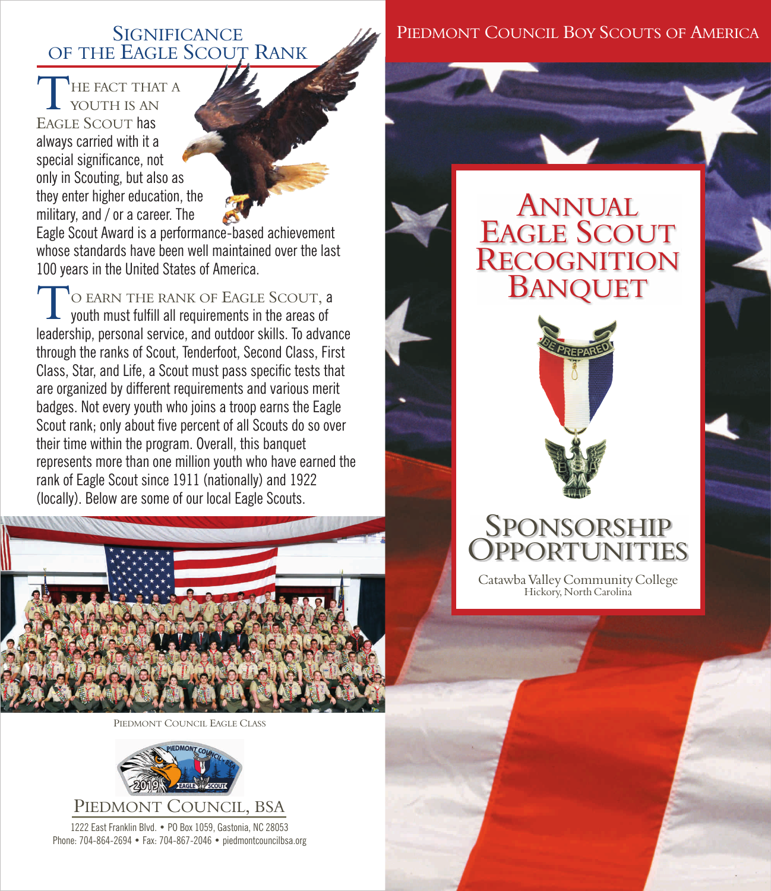## Significance of the Eagle Scout Rank

The fact that a youth is an Eagle Scout has always carried with it a special significance, not only in Scouting, but also as they enter higher education, the military, and / or a career. The Eagle Scout Award is a performance-based achievement whose standards have been well maintained over the last 100 years in the United States of America.

To earn the rank of Eagle Scout, a youth must fulfill all requirements in the areas of leadership, personal service, and outdoor skills. To advance through the ranks of Scout, Tenderfoot, Second Class, First Class, Star, and Life, a Scout must pass specific tests that are organized by different requirements and various merit badges. Not every youth who joins a troop earns the Eagle Scout rank; only about five percent of all Scouts do so over their time within the program. Overall, this banquet represents more than one million youth who have earned the rank of Eagle Scout since 1911 (nationally) and 1922 (locally). Below are some of our local Eagle Scouts.

Piedmont Council Eagle Class

### Piedmont Council, BSA

1222 East Franklin Blvd. • PO Box 1059, Gastonia, NC 28053
Phone: 704-864-2694 • Fax: 704-867-2046 • piedmontcouncilbsa.org

Piedmont Council Boy Scouts of America

# Annual Eagle Scout Recognition Banquet

## Sponsorship Opportunities

Catawba Valley Community College
Hickory, North Carolina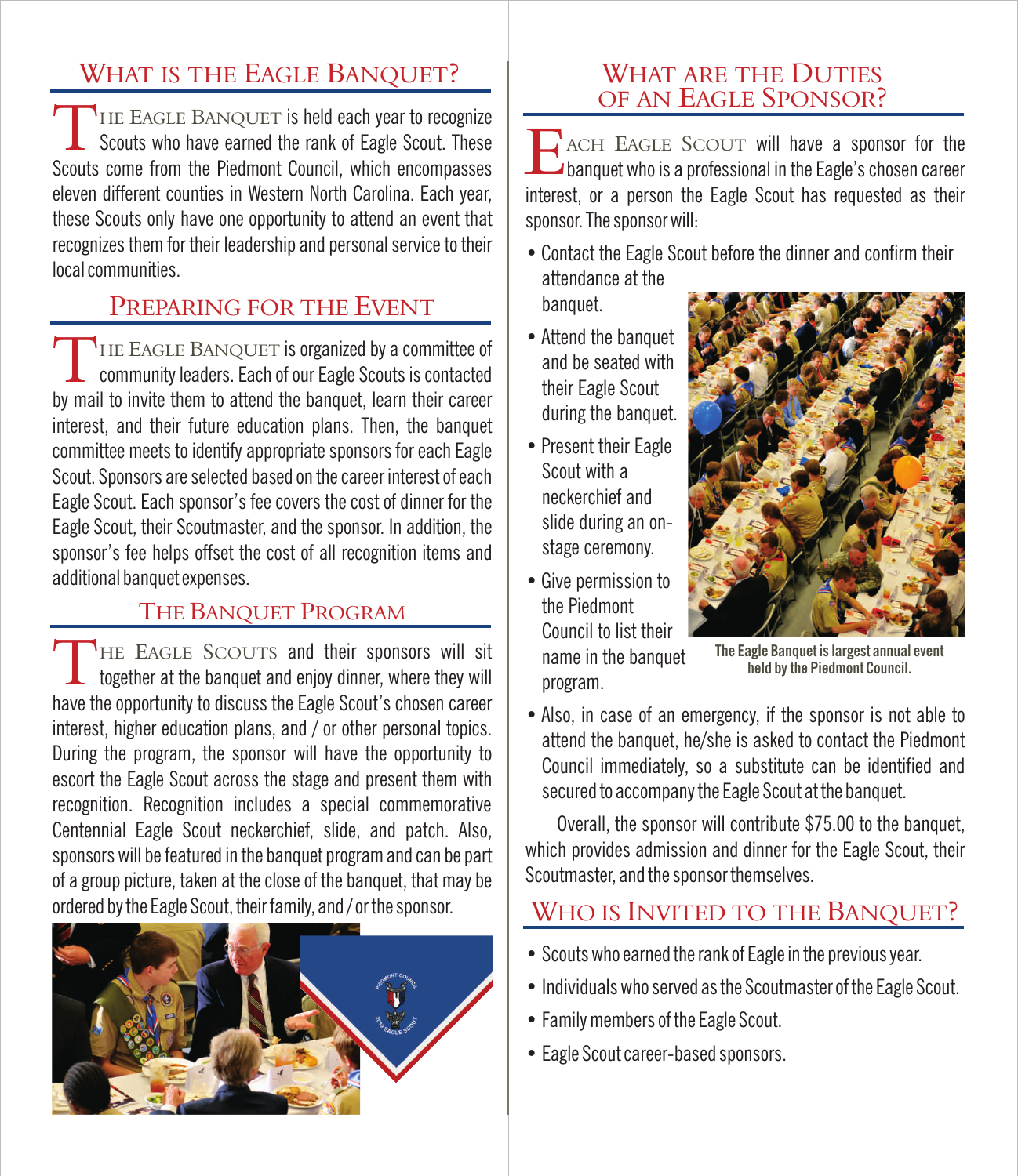## What is the Eagle Banquet?

The Eagle Banquet is held each year to recognize Scouts who have earned the rank of Eagle Scout. These Scouts come from the Piedmont Council, which encompasses eleven different counties in Western North Carolina. Each year, these Scouts only have one opportunity to attend an event that recognizes them for their leadership and personal service to their local communities.

## Preparing for the Event

The Eagle Banquet is organized by a committee of community leaders. Each of our Eagle Scouts is contacted by mail to invite them to attend the banquet, learn their career interest, and their future education plans. Then, the banquet committee meets to identify appropriate sponsors for each Eagle Scout. Sponsors are selected based on the career interest of each Eagle Scout. Each sponsor's fee covers the cost of dinner for the Eagle Scout, their Scoutmaster, and the sponsor. In addition, the sponsor's fee helps offset the cost of all recognition items and additional banquet expenses.

## The Banquet Program

The Eagle Scouts and their sponsors will sit together at the banquet and enjoy dinner, where they will have the opportunity to discuss the Eagle Scout's chosen career interest, higher education plans, and / or other personal topics. During the program, the sponsor will have the opportunity to escort the Eagle Scout across the stage and present them with recognition. Recognition includes a special commemorative Centennial Eagle Scout neckerchief, slide, and patch. Also, sponsors will be featured in the banquet program and can be part of a group picture, taken at the close of the banquet, that may be ordered by the Eagle Scout, their family, and / or the sponsor.

## What are the Duties of an Eagle Sponsor?

Each Eagle Scout will have a sponsor for the banquet who is a professional in the Eagle's chosen career interest, or a person the Eagle Scout has requested as their sponsor. The sponsor will:

- Contact the Eagle Scout before the dinner and confirm their attendance at the banquet.
- Attend the banquet and be seated with their Eagle Scout during the banquet.
- Present their Eagle Scout with a neckerchief and slide during an on-stage ceremony.
- Give permission to the Piedmont Council to list their name in the banquet program.
- Also, in case of an emergency, if the sponsor is not able to attend the banquet, he/she is asked to contact the Piedmont Council immediately, so a substitute can be identified and secured to accompany the Eagle Scout at the banquet.

**The Eagle Banquet is largest annual event held by the Piedmont Council.**

Overall, the sponsor will contribute $75.00 to the banquet, which provides admission and dinner for the Eagle Scout, their Scoutmaster, and the sponsor themselves.

## Who is Invited to the Banquet?

- Scouts who earned the rank of Eagle in the previous year.
- Individuals who served as the Scoutmaster of the Eagle Scout.
- Family members of the Eagle Scout.
- Eagle Scout career-based sponsors.